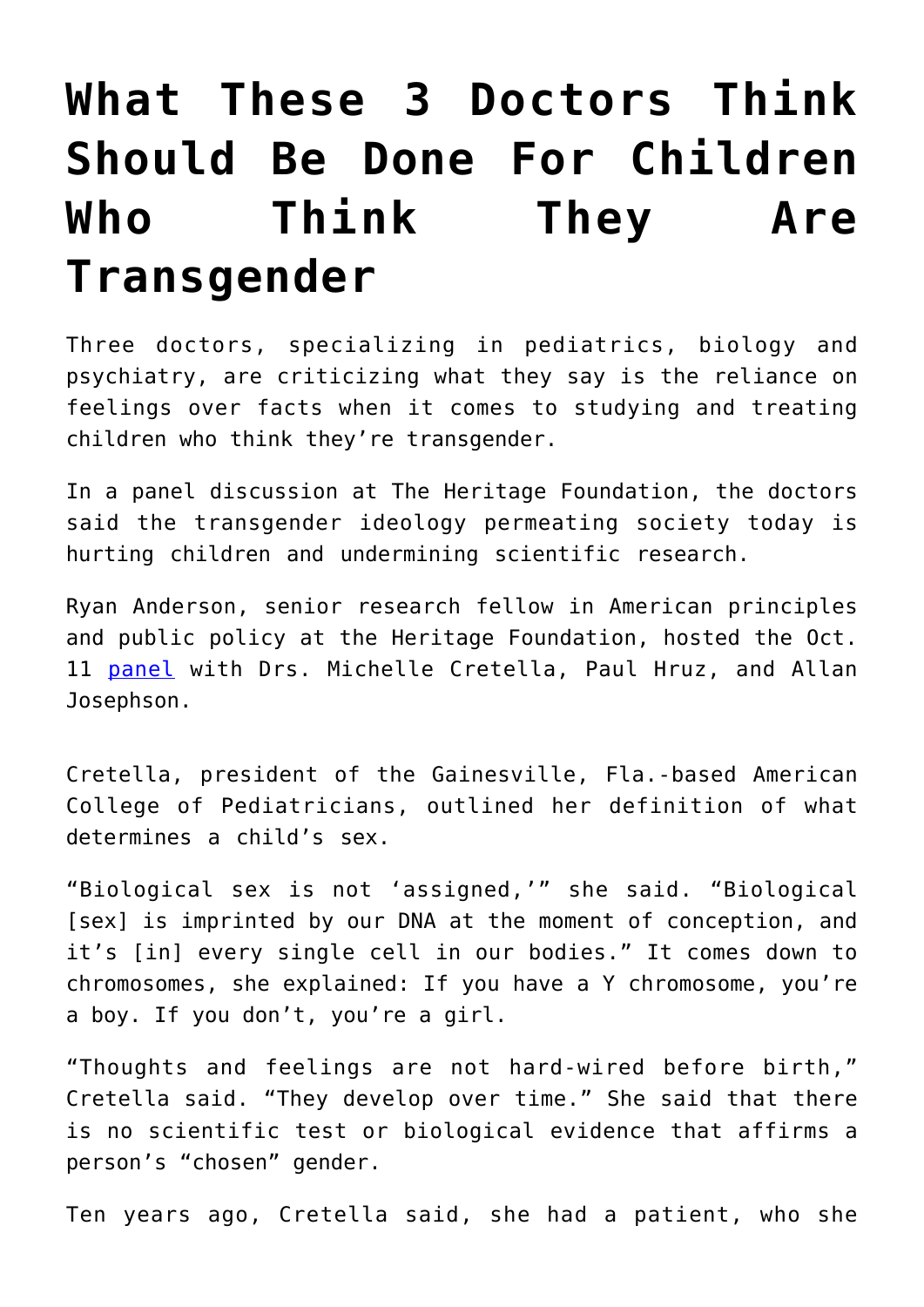# What These 3 Doctors Think Should Be Done For Children Who Think They Are Transgender

Three doctors, specializing in pediatrics, biology and psychiatry, are criticizing what they say is the reliance on feelings over facts when it comes to studying and treating children who think they're transgender.

In a panel discussion at The Heritage Foundation, the doctors said the transgender ideology permeating society today is hurting children and undermining scientific research.

Ryan Anderson, senior research fellow in American principles and public policy at the Heritage Foundation, hosted the Oct. 11 [panel] with Drs. Michelle Cretella, Paul Hruz, and Allan Josephson.

Cretella, president of the Gainesville, Fla.-based American College of Pediatricians, outlined her definition of what determines a child's sex.

"Biological sex is not 'assigned,'" she said. "Biological [sex] is imprinted by our DNA at the moment of conception, and it's [in] every single cell in our bodies." It comes down to chromosomes, she explained: If you have a Y chromosome, you're a boy. If you don't, you're a girl.

"Thoughts and feelings are not hard-wired before birth," Cretella said. "They develop over time." She said that there is no scientific test or biological evidence that affirms a person's "chosen" gender.

Ten years ago, Cretella said, she had a patient, who she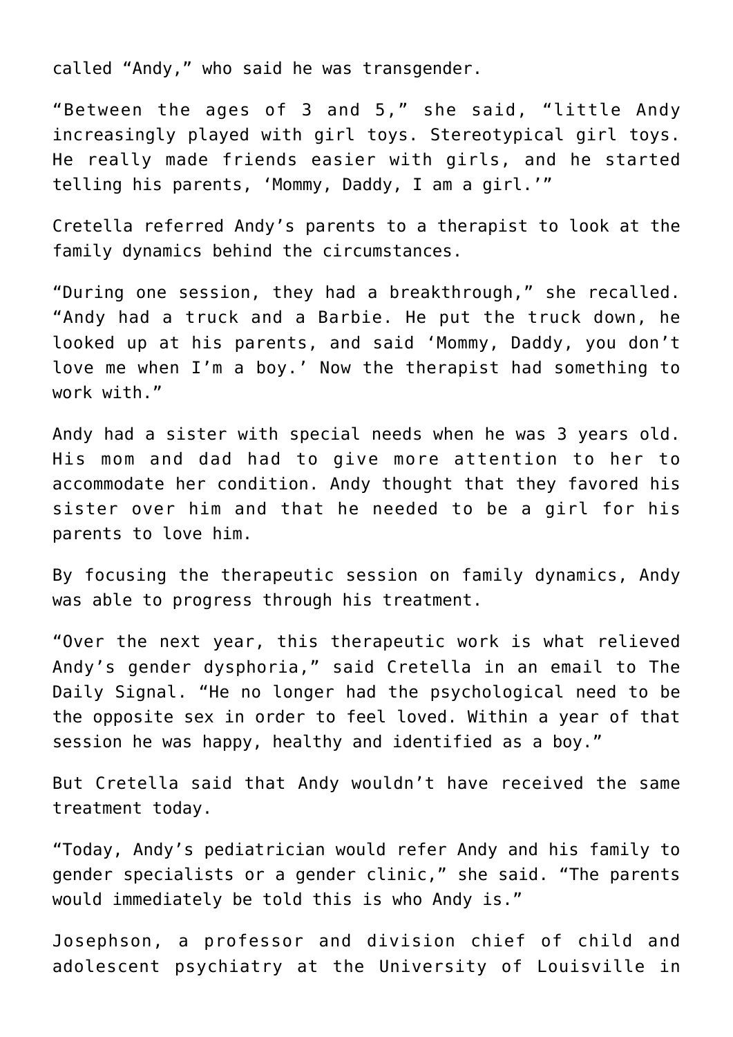called "Andy," who said he was transgender.

"Between the ages of 3 and 5," she said, "little Andy increasingly played with girl toys. Stereotypical girl toys. He really made friends easier with girls, and he started telling his parents, 'Mommy, Daddy, I am a girl.'"

Cretella referred Andy's parents to a therapist to look at the family dynamics behind the circumstances.

"During one session, they had a breakthrough," she recalled. "Andy had a truck and a Barbie. He put the truck down, he looked up at his parents, and said 'Mommy, Daddy, you don't love me when I'm a boy.' Now the therapist had something to work with."

Andy had a sister with special needs when he was 3 years old. His mom and dad had to give more attention to her to accommodate her condition. Andy thought that they favored his sister over him and that he needed to be a girl for his parents to love him.

By focusing the therapeutic session on family dynamics, Andy was able to progress through his treatment.

"Over the next year, this therapeutic work is what relieved Andy's gender dysphoria," said Cretella in an email to The Daily Signal. "He no longer had the psychological need to be the opposite sex in order to feel loved. Within a year of that session he was happy, healthy and identified as a boy."

But Cretella said that Andy wouldn't have received the same treatment today.

"Today, Andy's pediatrician would refer Andy and his family to gender specialists or a gender clinic," she said. "The parents would immediately be told this is who Andy is."

Josephson, a professor and division chief of child and adolescent psychiatry at the University of Louisville in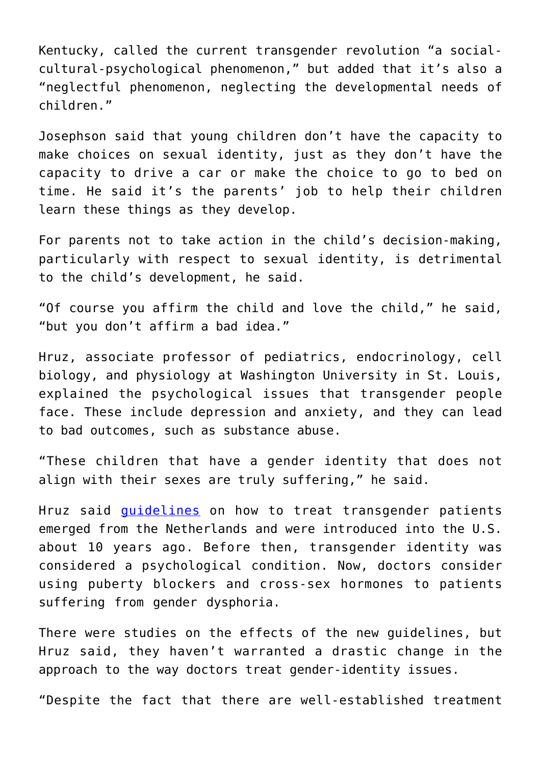Kentucky, called the current transgender revolution "a social-cultural-psychological phenomenon," but added that it's also a "neglectful phenomenon, neglecting the developmental needs of children."

Josephson said that young children don't have the capacity to make choices on sexual identity, just as they don't have the capacity to drive a car or make the choice to go to bed on time. He said it's the parents' job to help their children learn these things as they develop.

For parents not to take action in the child's decision-making, particularly with respect to sexual identity, is detrimental to the child's development, he said.

"Of course you affirm the child and love the child," he said, "but you don't affirm a bad idea."

Hruz, associate professor of pediatrics, endocrinology, cell biology, and physiology at Washington University in St. Louis, explained the psychological issues that transgender people face. These include depression and anxiety, and they can lead to bad outcomes, such as substance abuse.

"These children that have a gender identity that does not align with their sexes are truly suffering," he said.

Hruz said [guidelines](#) on how to treat transgender patients emerged from the Netherlands and were introduced into the U.S. about 10 years ago. Before then, transgender identity was considered a psychological condition. Now, doctors consider using puberty blockers and cross-sex hormones to patients suffering from gender dysphoria.

There were studies on the effects of the new guidelines, but Hruz said, they haven't warranted a drastic change in the approach to the way doctors treat gender-identity issues.

"Despite the fact that there are well-established treatment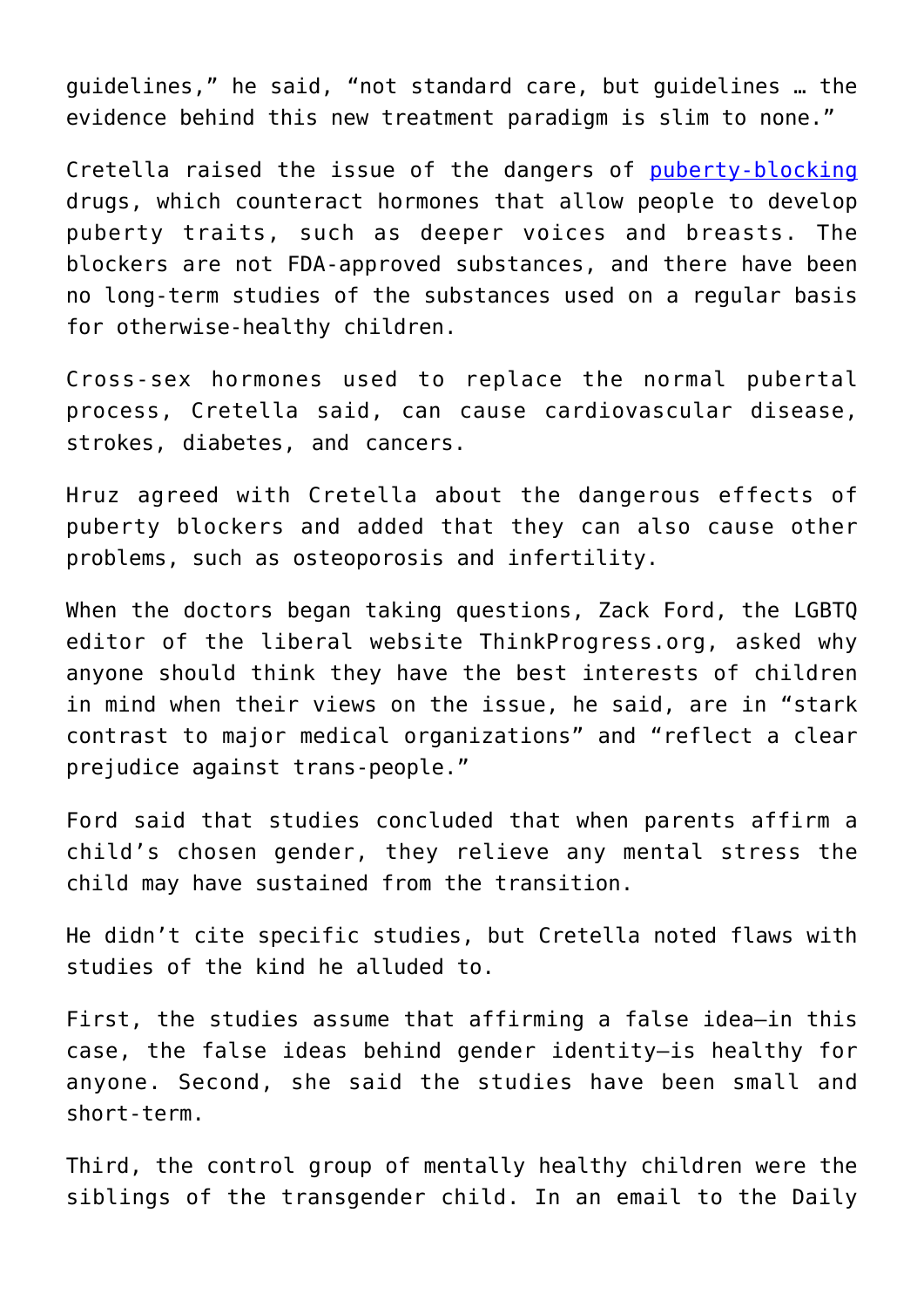guidelines," he said, "not standard care, but guidelines … the evidence behind this new treatment paradigm is slim to none."

Cretella raised the issue of the dangers of puberty-blocking drugs, which counteract hormones that allow people to develop puberty traits, such as deeper voices and breasts. The blockers are not FDA-approved substances, and there have been no long-term studies of the substances used on a regular basis for otherwise-healthy children.

Cross-sex hormones used to replace the normal pubertal process, Cretella said, can cause cardiovascular disease, strokes, diabetes, and cancers.

Hruz agreed with Cretella about the dangerous effects of puberty blockers and added that they can also cause other problems, such as osteoporosis and infertility.

When the doctors began taking questions, Zack Ford, the LGBTQ editor of the liberal website ThinkProgress.org, asked why anyone should think they have the best interests of children in mind when their views on the issue, he said, are in "stark contrast to major medical organizations" and "reflect a clear prejudice against trans-people."

Ford said that studies concluded that when parents affirm a child's chosen gender, they relieve any mental stress the child may have sustained from the transition.

He didn't cite specific studies, but Cretella noted flaws with studies of the kind he alluded to.

First, the studies assume that affirming a false idea—in this case, the false ideas behind gender identity—is healthy for anyone. Second, she said the studies have been small and short-term.

Third, the control group of mentally healthy children were the siblings of the transgender child. In an email to the Daily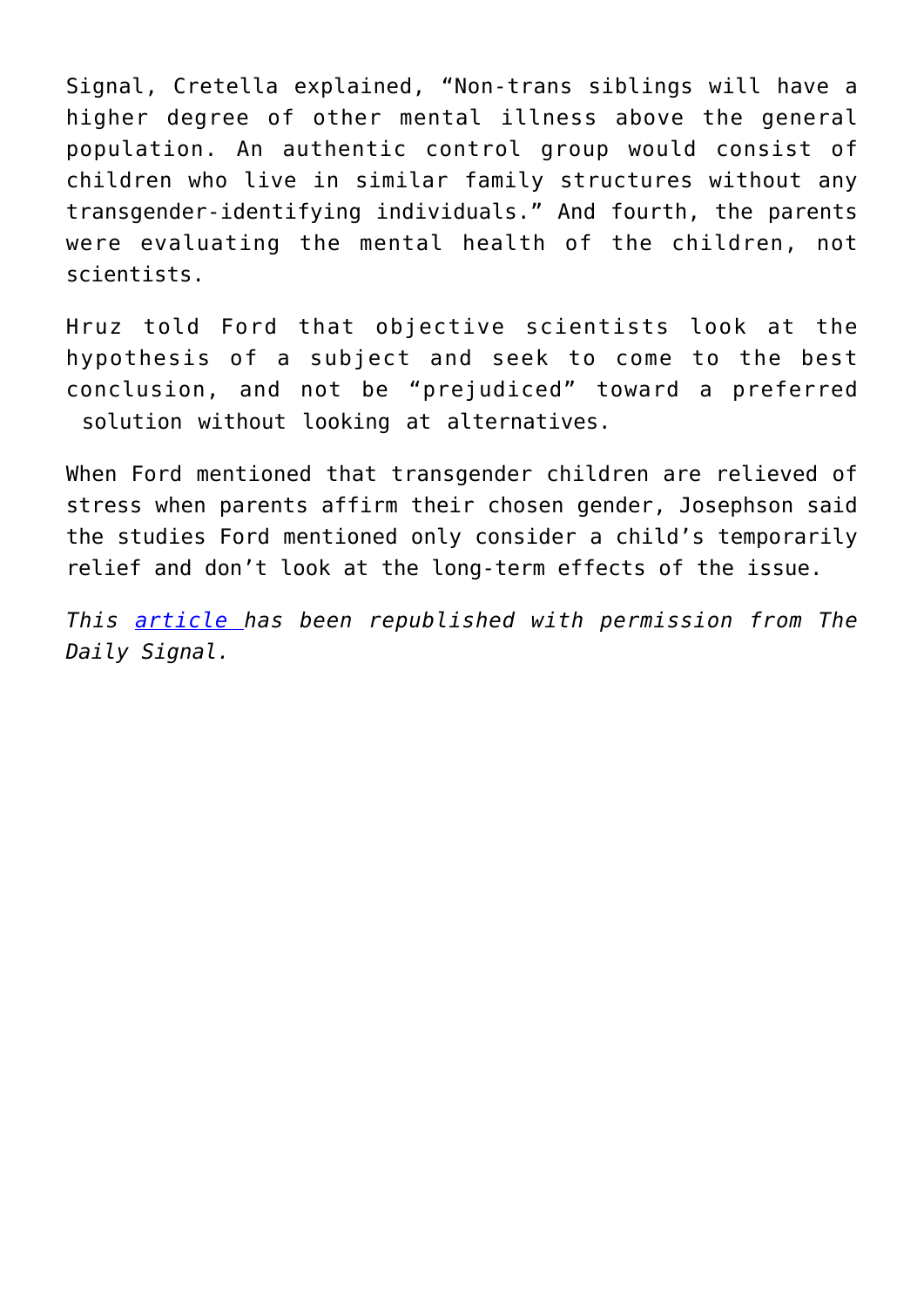Signal, Cretella explained, “Non-trans siblings will have a higher degree of other mental illness above the general population. An authentic control group would consist of children who live in similar family structures without any transgender-identifying individuals.” And fourth, the parents were evaluating the mental health of the children, not scientists.

Hruz told Ford that objective scientists look at the hypothesis of a subject and seek to come to the best conclusion, and not be “prejudiced” toward a preferred solution without looking at alternatives.

When Ford mentioned that transgender children are relieved of stress when parents affirm their chosen gender, Josephson said the studies Ford mentioned only consider a child’s temporarily relief and don’t look at the long-term effects of the issue.

*This article has been republished with permission from The Daily Signal.*